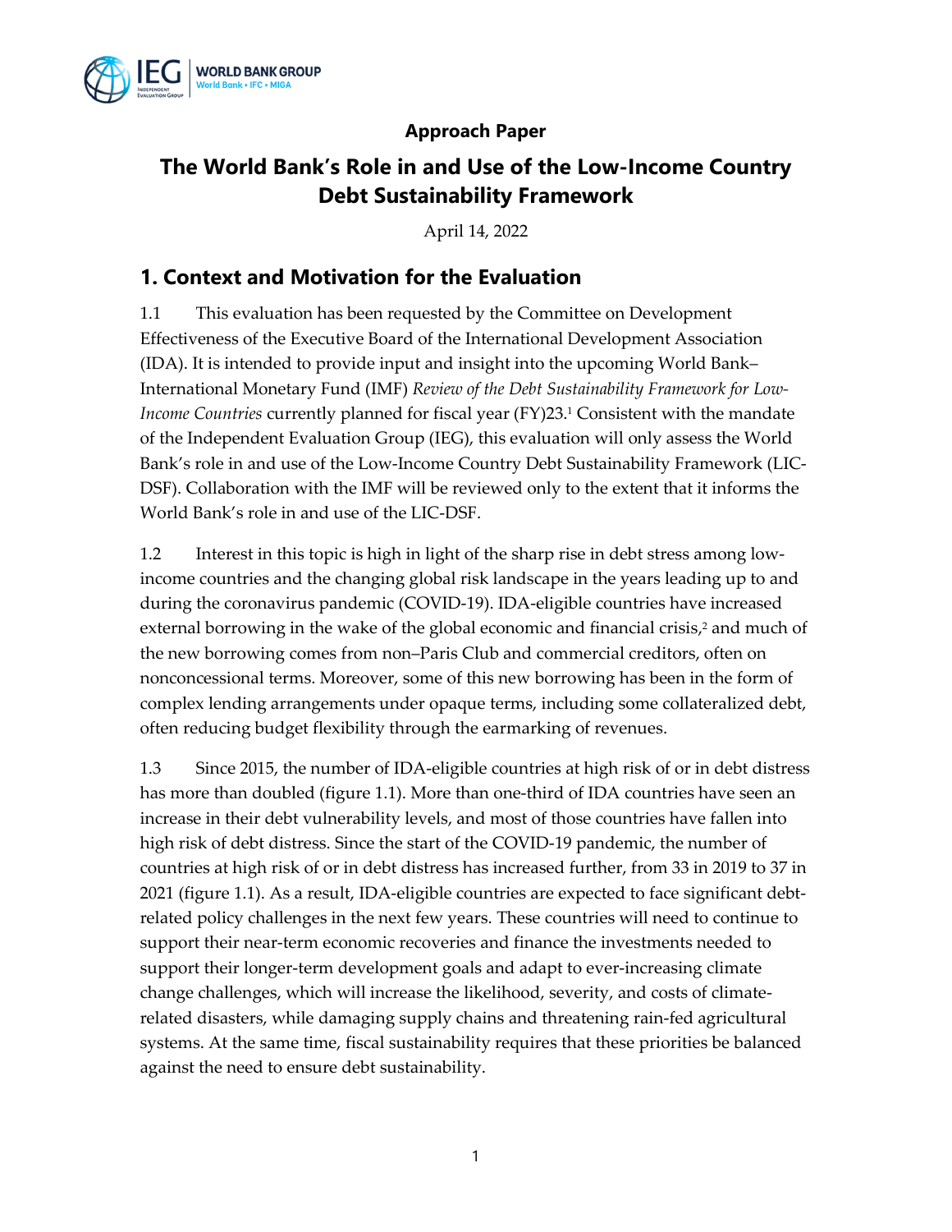Approach Paper

# The World Bank's Role in and Use of the Low-Income Country Debt Sustainability Framework

April 14, 2022

## 1. Context and Motivation for the Evaluation

1.1 This evaluation has been requested by the Committee on Development Effectiveness of the Executive Board of the International Development Association (IDA). It is intended to provide input and insight into the upcoming World Bank–International Monetary Fund (IMF) *Review of the Debt Sustainability Framework for Low-Income Countries* currently planned for fiscal year (FY)23.[1] Consistent with the mandate of the Independent Evaluation Group (IEG), this evaluation will only assess the World Bank's role in and use of the Low-Income Country Debt Sustainability Framework (LIC-DSF). Collaboration with the IMF will be reviewed only to the extent that it informs the World Bank's role in and use of the LIC-DSF.

1.2 Interest in this topic is high in light of the sharp rise in debt stress among low-income countries and the changing global risk landscape in the years leading up to and during the coronavirus pandemic (COVID-19). IDA-eligible countries have increased external borrowing in the wake of the global economic and financial crisis,[2] and much of the new borrowing comes from non–Paris Club and commercial creditors, often on nonconcessional terms. Moreover, some of this new borrowing has been in the form of complex lending arrangements under opaque terms, including some collateralized debt, often reducing budget flexibility through the earmarking of revenues.

1.3 Since 2015, the number of IDA-eligible countries at high risk of or in debt distress has more than doubled (figure 1.1). More than one-third of IDA countries have seen an increase in their debt vulnerability levels, and most of those countries have fallen into high risk of debt distress. Since the start of the COVID-19 pandemic, the number of countries at high risk of or in debt distress has increased further, from 33 in 2019 to 37 in 2021 (figure 1.1). As a result, IDA-eligible countries are expected to face significant debt-related policy challenges in the next few years. These countries will need to continue to support their near-term economic recoveries and finance the investments needed to support their longer-term development goals and adapt to ever-increasing climate change challenges, which will increase the likelihood, severity, and costs of climate-related disasters, while damaging supply chains and threatening rain-fed agricultural systems. At the same time, fiscal sustainability requires that these priorities be balanced against the need to ensure debt sustainability.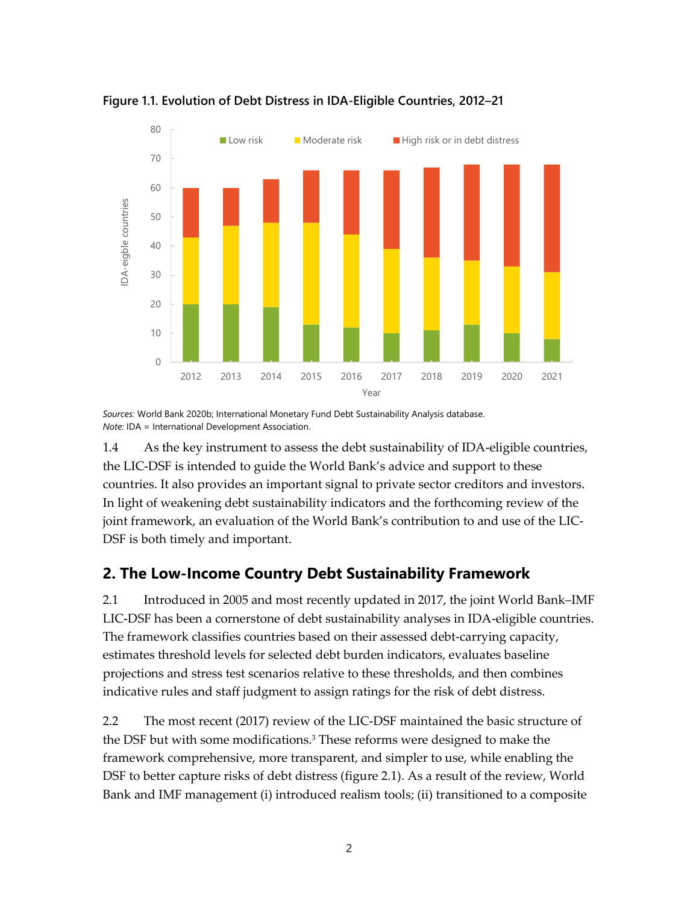**Figure 1.1. Evolution of Debt Distress in IDA-Eligible Countries, 2012–21**

*Sources:* World Bank 2020b; International Monetary Fund Debt Sustainability Analysis database.
*Note:* IDA = International Development Association.

1.4 As the key instrument to assess the debt sustainability of IDA-eligible countries, the LIC-DSF is intended to guide the World Bank's advice and support to these countries. It also provides an important signal to private sector creditors and investors. In light of weakening debt sustainability indicators and the forthcoming review of the joint framework, an evaluation of the World Bank's contribution to and use of the LIC-DSF is both timely and important.

## 2. The Low-Income Country Debt Sustainability Framework

2.1 Introduced in 2005 and most recently updated in 2017, the joint World Bank–IMF LIC-DSF has been a cornerstone of debt sustainability analyses in IDA-eligible countries. The framework classifies countries based on their assessed debt-carrying capacity, estimates threshold levels for selected debt burden indicators, evaluates baseline projections and stress test scenarios relative to these thresholds, and then combines indicative rules and staff judgment to assign ratings for the risk of debt distress.

2.2 The most recent (2017) review of the LIC-DSF maintained the basic structure of the DSF but with some modifications.[3] These reforms were designed to make the framework comprehensive, more transparent, and simpler to use, while enabling the DSF to better capture risks of debt distress (figure 2.1). As a result of the review, World Bank and IMF management (i) introduced realism tools; (ii) transitioned to a composite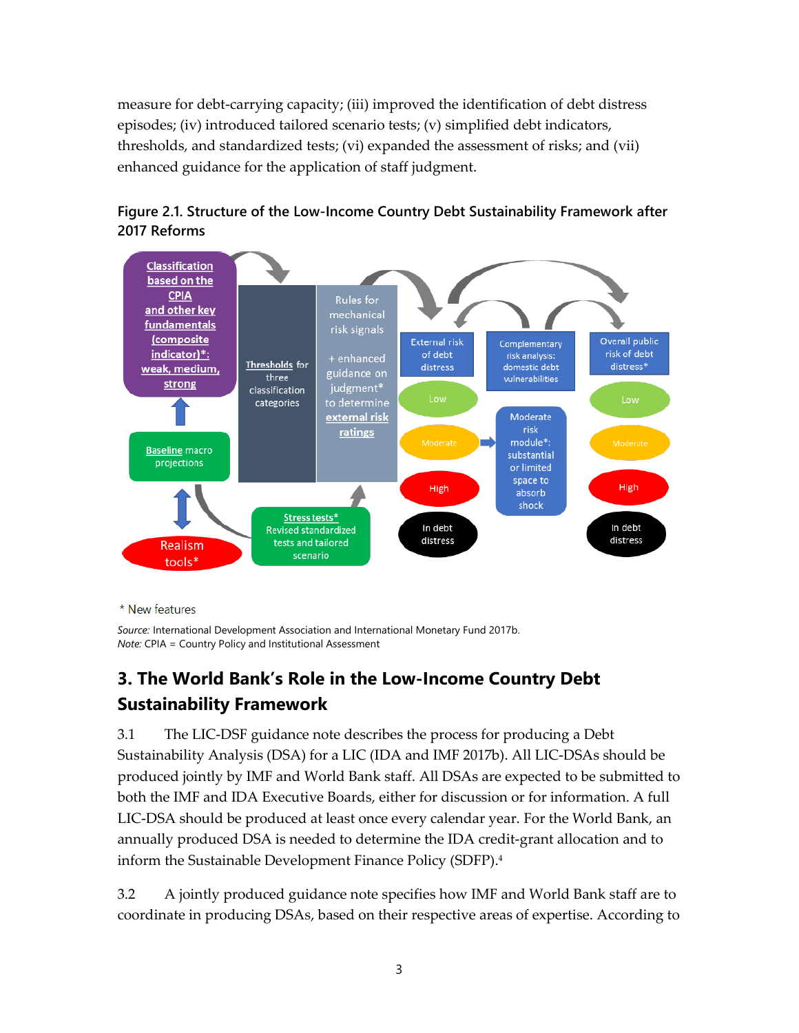measure for debt-carrying capacity; (iii) improved the identification of debt distress episodes; (iv) introduced tailored scenario tests; (v) simplified debt indicators, thresholds, and standardized tests; (vi) expanded the assessment of risks; and (vii) enhanced guidance for the application of staff judgment.

**Figure 2.1. Structure of the Low-Income Country Debt Sustainability Framework after 2017 Reforms**

Classification based on the CPIA and other key fundamentals (composite indicator)*: weak, medium, strong

Baseline macro projections

Realism tools*

Thresholds for three classification categories

Stress tests* Revised standardized tests and tailored scenario

Rules for mechanical risk signals + enhanced guidance on judgment* to determine external risk ratings

External risk of debt distress: Low, Moderate, High, In debt distress

Complementary risk analysis: domestic debt vulnerabilities

Moderate risk module*: substantial or limited space to absorb shock

Overall public risk of debt distress*: Low, Moderate, High, In debt distress

\* New features

*Source:* International Development Association and International Monetary Fund 2017b.
*Note:* CPIA = Country Policy and Institutional Assessment

## 3. The World Bank's Role in the Low-Income Country Debt Sustainability Framework

3.1 The LIC-DSF guidance note describes the process for producing a Debt Sustainability Analysis (DSA) for a LIC (IDA and IMF 2017b). All LIC-DSAs should be produced jointly by IMF and World Bank staff. All DSAs are expected to be submitted to both the IMF and IDA Executive Boards, either for discussion or for information. A full LIC-DSA should be produced at least once every calendar year. For the World Bank, an annually produced DSA is needed to determine the IDA credit-grant allocation and to inform the Sustainable Development Finance Policy (SDFP).[4]

3.2 A jointly produced guidance note specifies how IMF and World Bank staff are to coordinate in producing DSAs, based on their respective areas of expertise. According to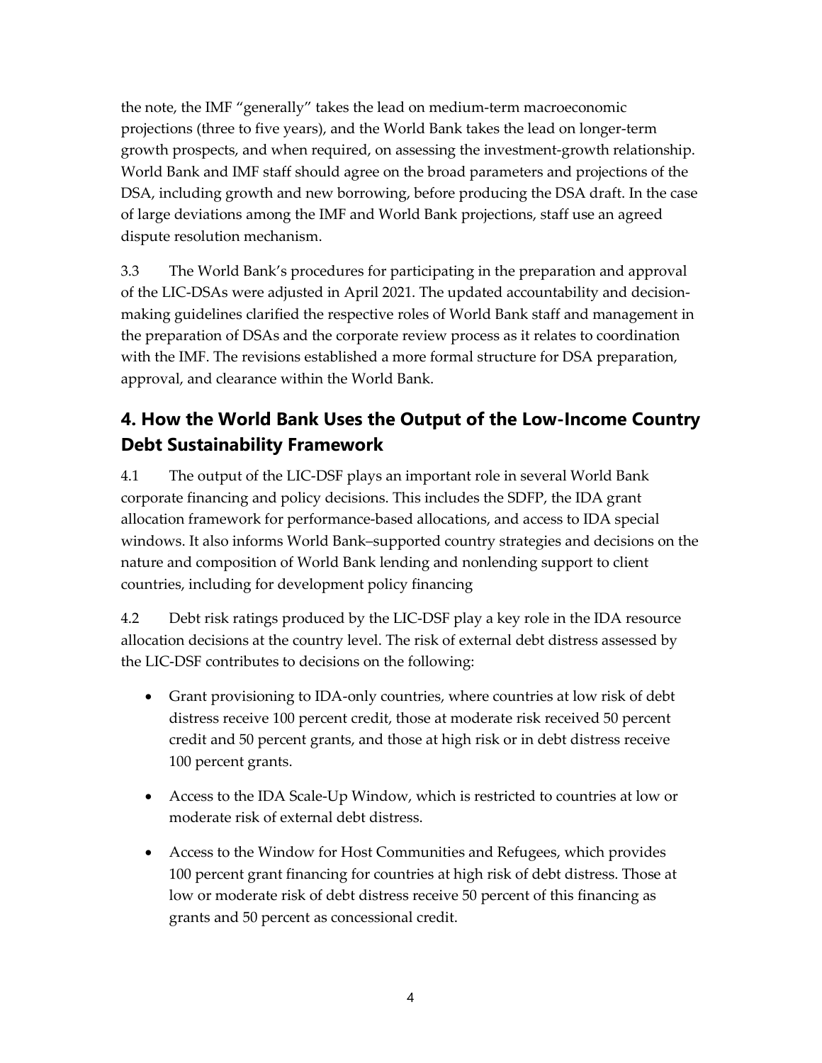the note, the IMF "generally" takes the lead on medium-term macroeconomic projections (three to five years), and the World Bank takes the lead on longer-term growth prospects, and when required, on assessing the investment-growth relationship. World Bank and IMF staff should agree on the broad parameters and projections of the DSA, including growth and new borrowing, before producing the DSA draft. In the case of large deviations among the IMF and World Bank projections, staff use an agreed dispute resolution mechanism.

3.3 The World Bank's procedures for participating in the preparation and approval of the LIC-DSAs were adjusted in April 2021. The updated accountability and decision-making guidelines clarified the respective roles of World Bank staff and management in the preparation of DSAs and the corporate review process as it relates to coordination with the IMF. The revisions established a more formal structure for DSA preparation, approval, and clearance within the World Bank.

## 4. How the World Bank Uses the Output of the Low-Income Country Debt Sustainability Framework

4.1 The output of the LIC-DSF plays an important role in several World Bank corporate financing and policy decisions. This includes the SDFP, the IDA grant allocation framework for performance-based allocations, and access to IDA special windows. It also informs World Bank–supported country strategies and decisions on the nature and composition of World Bank lending and nonlending support to client countries, including for development policy financing

4.2 Debt risk ratings produced by the LIC-DSF play a key role in the IDA resource allocation decisions at the country level. The risk of external debt distress assessed by the LIC-DSF contributes to decisions on the following:

- Grant provisioning to IDA-only countries, where countries at low risk of debt distress receive 100 percent credit, those at moderate risk received 50 percent credit and 50 percent grants, and those at high risk or in debt distress receive 100 percent grants.
- Access to the IDA Scale-Up Window, which is restricted to countries at low or moderate risk of external debt distress.
- Access to the Window for Host Communities and Refugees, which provides 100 percent grant financing for countries at high risk of debt distress. Those at low or moderate risk of debt distress receive 50 percent of this financing as grants and 50 percent as concessional credit.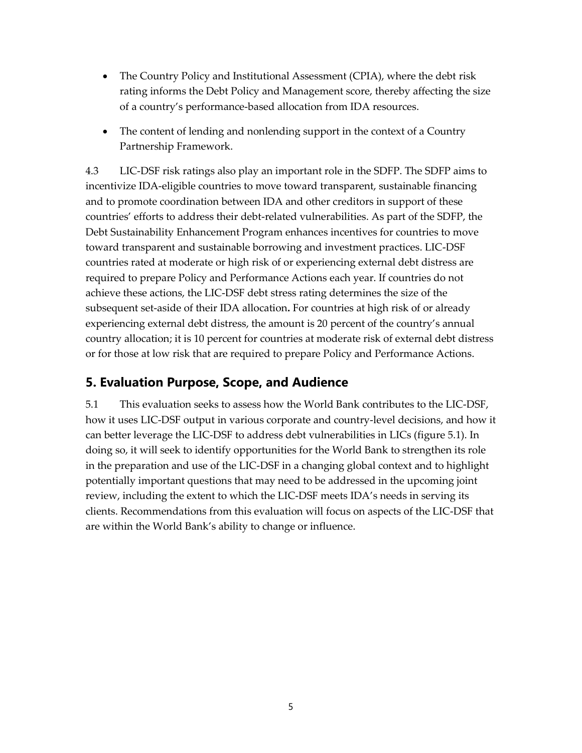- The Country Policy and Institutional Assessment (CPIA), where the debt risk rating informs the Debt Policy and Management score, thereby affecting the size of a country's performance-based allocation from IDA resources.
- The content of lending and nonlending support in the context of a Country Partnership Framework.

4.3 LIC-DSF risk ratings also play an important role in the SDFP. The SDFP aims to incentivize IDA-eligible countries to move toward transparent, sustainable financing and to promote coordination between IDA and other creditors in support of these countries' efforts to address their debt-related vulnerabilities. As part of the SDFP, the Debt Sustainability Enhancement Program enhances incentives for countries to move toward transparent and sustainable borrowing and investment practices. LIC-DSF countries rated at moderate or high risk of or experiencing external debt distress are required to prepare Policy and Performance Actions each year. If countries do not achieve these actions, the LIC-DSF debt stress rating determines the size of the subsequent set-aside of their IDA allocation**.** For countries at high risk of or already experiencing external debt distress, the amount is 20 percent of the country's annual country allocation; it is 10 percent for countries at moderate risk of external debt distress or for those at low risk that are required to prepare Policy and Performance Actions.

## 5. Evaluation Purpose, Scope, and Audience

5.1 This evaluation seeks to assess how the World Bank contributes to the LIC-DSF, how it uses LIC-DSF output in various corporate and country-level decisions, and how it can better leverage the LIC-DSF to address debt vulnerabilities in LICs (figure 5.1). In doing so, it will seek to identify opportunities for the World Bank to strengthen its role in the preparation and use of the LIC-DSF in a changing global context and to highlight potentially important questions that may need to be addressed in the upcoming joint review, including the extent to which the LIC-DSF meets IDA's needs in serving its clients. Recommendations from this evaluation will focus on aspects of the LIC-DSF that are within the World Bank's ability to change or influence.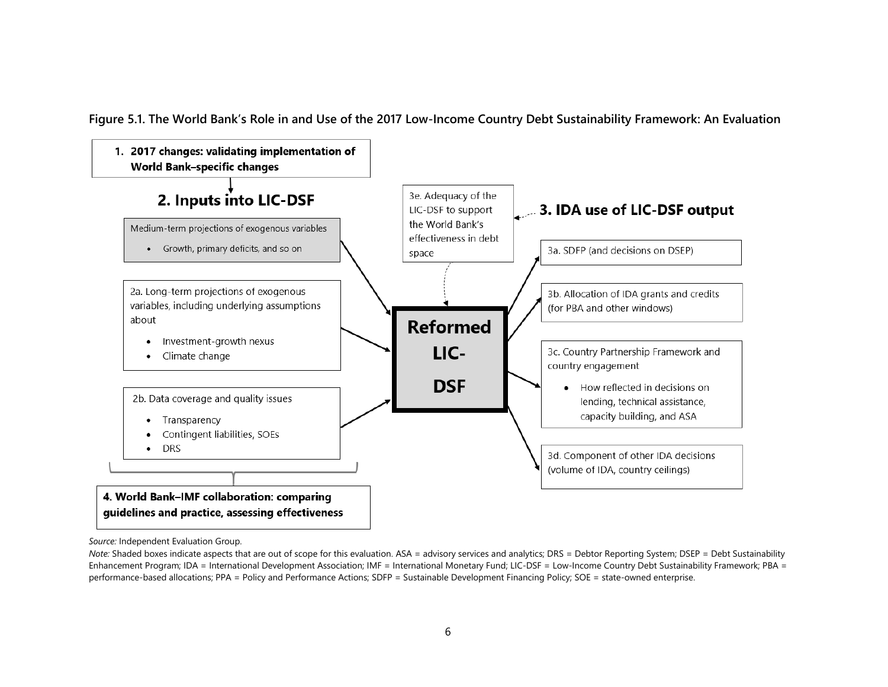**Figure 5.1. The World Bank's Role in and Use of the 2017 Low-Income Country Debt Sustainability Framework: An Evaluation**

**1. 2017 changes: validating implementation of World Bank–specific changes**

## 2. Inputs into LIC-DSF

Medium-term projections of exogenous variables

- Growth, primary deficits, and so on

2a. Long-term projections of exogenous variables, including underlying assumptions about

- Investment-growth nexus
- Climate change

2b. Data coverage and quality issues

- Transparency
- Contingent liabilities, SOEs
- DRS

**Reformed LIC-DSF**

3e. Adequacy of the LIC-DSF to support the World Bank's effectiveness in debt space

## 3. IDA use of LIC-DSF output

3a. SDFP (and decisions on DSEP)

3b. Allocation of IDA grants and credits (for PBA and other windows)

3c. Country Partnership Framework and country engagement

- How reflected in decisions on lending, technical assistance, capacity building, and ASA

3d. Component of other IDA decisions (volume of IDA, country ceilings)

**4. World Bank–IMF collaboration: comparing guidelines and practice, assessing effectiveness**

*Source:* Independent Evaluation Group.

*Note:* Shaded boxes indicate aspects that are out of scope for this evaluation. ASA = advisory services and analytics; DRS = Debtor Reporting System; DSEP = Debt Sustainability Enhancement Program; IDA = International Development Association; IMF = International Monetary Fund; LIC-DSF = Low-Income Country Debt Sustainability Framework; PBA = performance-based allocations; PPA = Policy and Performance Actions; SDFP = Sustainable Development Financing Policy; SOE = state-owned enterprise.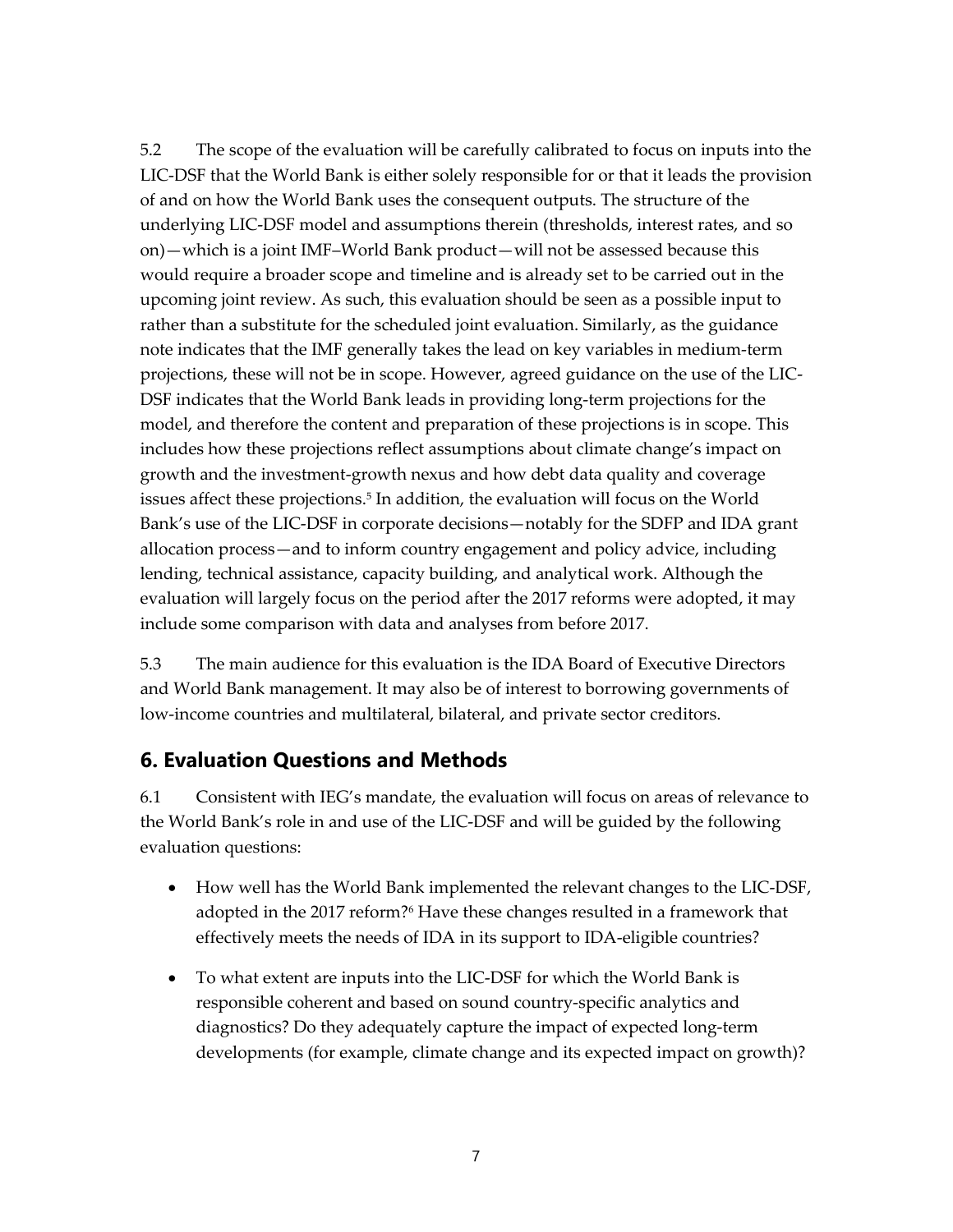5.2 The scope of the evaluation will be carefully calibrated to focus on inputs into the LIC-DSF that the World Bank is either solely responsible for or that it leads the provision of and on how the World Bank uses the consequent outputs. The structure of the underlying LIC-DSF model and assumptions therein (thresholds, interest rates, and so on)—which is a joint IMF–World Bank product—will not be assessed because this would require a broader scope and timeline and is already set to be carried out in the upcoming joint review. As such, this evaluation should be seen as a possible input to rather than a substitute for the scheduled joint evaluation. Similarly, as the guidance note indicates that the IMF generally takes the lead on key variables in medium-term projections, these will not be in scope. However, agreed guidance on the use of the LIC-DSF indicates that the World Bank leads in providing long-term projections for the model, and therefore the content and preparation of these projections is in scope. This includes how these projections reflect assumptions about climate change's impact on growth and the investment-growth nexus and how debt data quality and coverage issues affect these projections.[5] In addition, the evaluation will focus on the World Bank's use of the LIC-DSF in corporate decisions—notably for the SDFP and IDA grant allocation process—and to inform country engagement and policy advice, including lending, technical assistance, capacity building, and analytical work. Although the evaluation will largely focus on the period after the 2017 reforms were adopted, it may include some comparison with data and analyses from before 2017.

5.3 The main audience for this evaluation is the IDA Board of Executive Directors and World Bank management. It may also be of interest to borrowing governments of low-income countries and multilateral, bilateral, and private sector creditors.

## 6. Evaluation Questions and Methods

6.1 Consistent with IEG's mandate, the evaluation will focus on areas of relevance to the World Bank's role in and use of the LIC-DSF and will be guided by the following evaluation questions:

- How well has the World Bank implemented the relevant changes to the LIC-DSF, adopted in the 2017 reform?[6] Have these changes resulted in a framework that effectively meets the needs of IDA in its support to IDA-eligible countries?
- To what extent are inputs into the LIC-DSF for which the World Bank is responsible coherent and based on sound country-specific analytics and diagnostics? Do they adequately capture the impact of expected long-term developments (for example, climate change and its expected impact on growth)?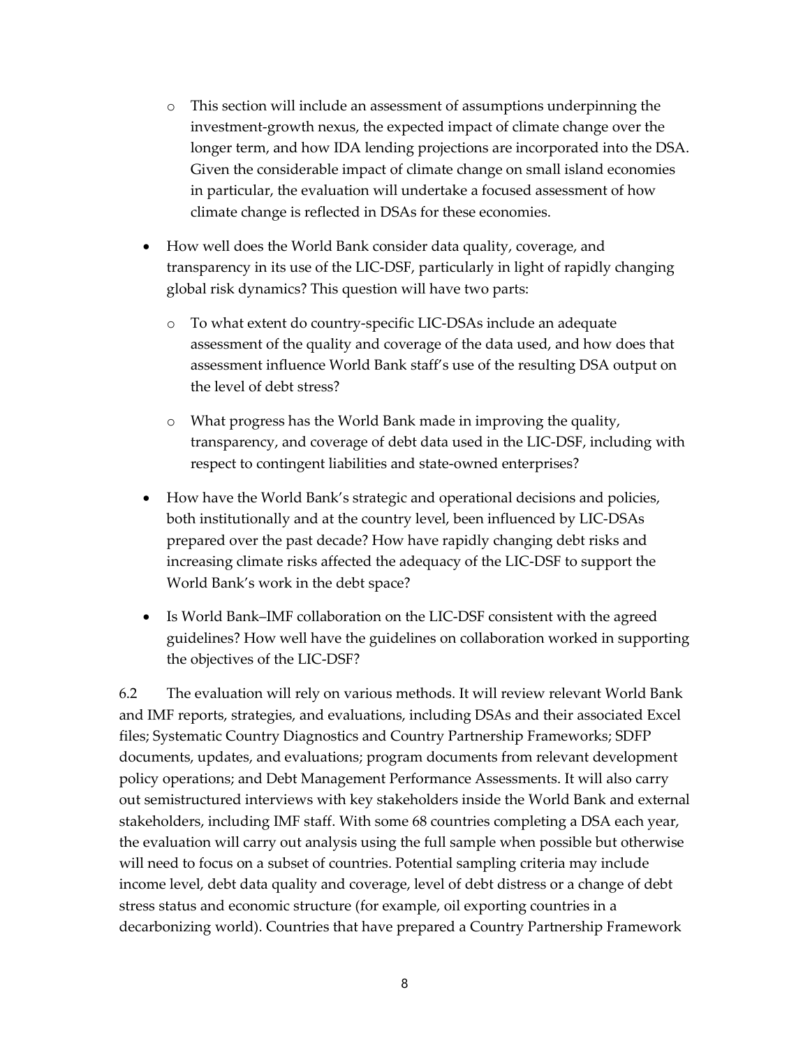- This section will include an assessment of assumptions underpinning the investment-growth nexus, the expected impact of climate change over the longer term, and how IDA lending projections are incorporated into the DSA. Given the considerable impact of climate change on small island economies in particular, the evaluation will undertake a focused assessment of how climate change is reflected in DSAs for these economies.

- How well does the World Bank consider data quality, coverage, and transparency in its use of the LIC-DSF, particularly in light of rapidly changing global risk dynamics? This question will have two parts:

  - To what extent do country-specific LIC-DSAs include an adequate assessment of the quality and coverage of the data used, and how does that assessment influence World Bank staff's use of the resulting DSA output on the level of debt stress?

  - What progress has the World Bank made in improving the quality, transparency, and coverage of debt data used in the LIC-DSF, including with respect to contingent liabilities and state-owned enterprises?

- How have the World Bank's strategic and operational decisions and policies, both institutionally and at the country level, been influenced by LIC-DSAs prepared over the past decade? How have rapidly changing debt risks and increasing climate risks affected the adequacy of the LIC-DSF to support the World Bank's work in the debt space?

- Is World Bank–IMF collaboration on the LIC-DSF consistent with the agreed guidelines? How well have the guidelines on collaboration worked in supporting the objectives of the LIC-DSF?

6.2 The evaluation will rely on various methods. It will review relevant World Bank and IMF reports, strategies, and evaluations, including DSAs and their associated Excel files; Systematic Country Diagnostics and Country Partnership Frameworks; SDFP documents, updates, and evaluations; program documents from relevant development policy operations; and Debt Management Performance Assessments. It will also carry out semistructured interviews with key stakeholders inside the World Bank and external stakeholders, including IMF staff. With some 68 countries completing a DSA each year, the evaluation will carry out analysis using the full sample when possible but otherwise will need to focus on a subset of countries. Potential sampling criteria may include income level, debt data quality and coverage, level of debt distress or a change of debt stress status and economic structure (for example, oil exporting countries in a decarbonizing world). Countries that have prepared a Country Partnership Framework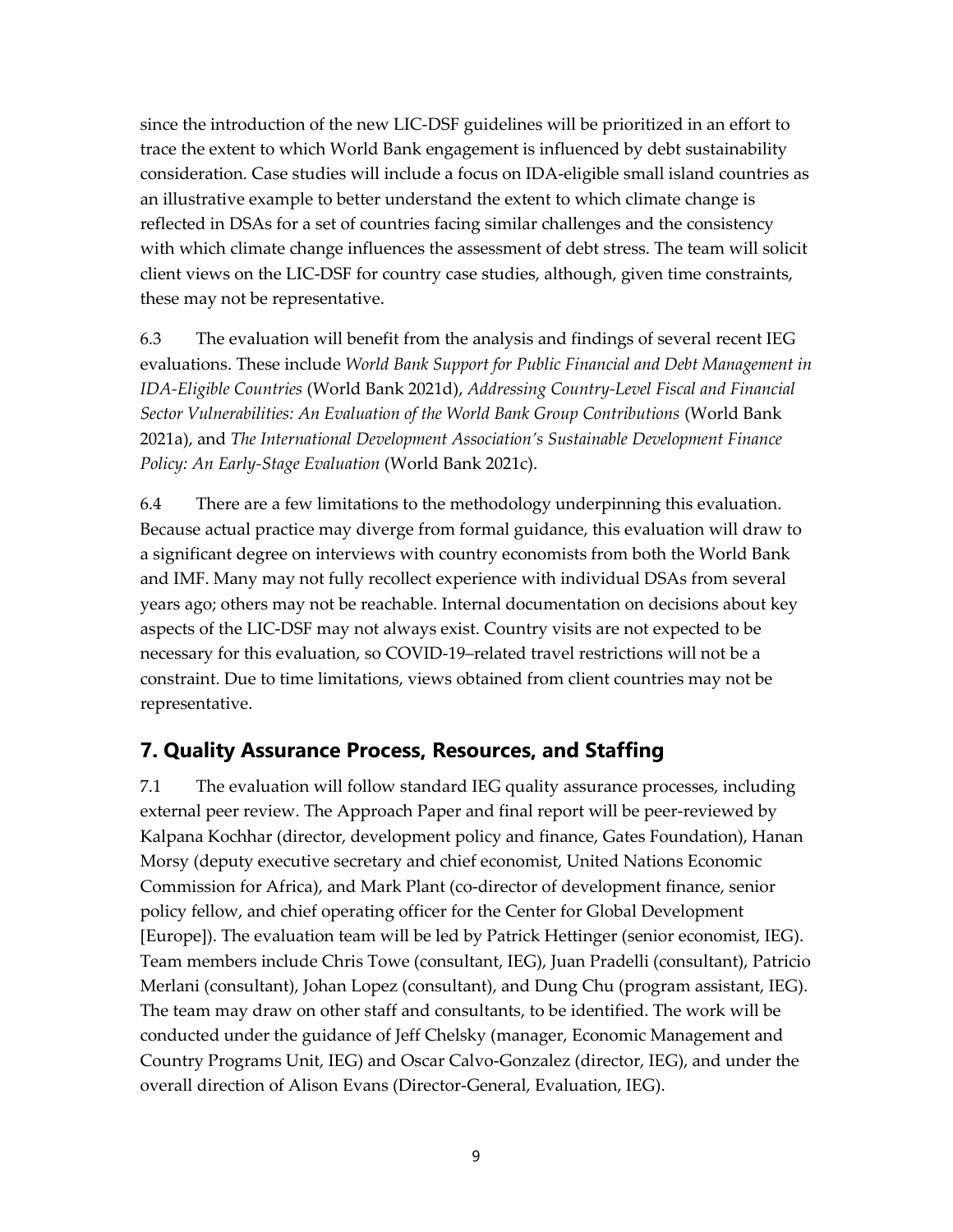since the introduction of the new LIC-DSF guidelines will be prioritized in an effort to trace the extent to which World Bank engagement is influenced by debt sustainability consideration. Case studies will include a focus on IDA-eligible small island countries as an illustrative example to better understand the extent to which climate change is reflected in DSAs for a set of countries facing similar challenges and the consistency with which climate change influences the assessment of debt stress. The team will solicit client views on the LIC-DSF for country case studies, although, given time constraints, these may not be representative.

6.3 The evaluation will benefit from the analysis and findings of several recent IEG evaluations. These include *World Bank Support for Public Financial and Debt Management in IDA-Eligible Countries* (World Bank 2021d), *Addressing Country-Level Fiscal and Financial Sector Vulnerabilities: An Evaluation of the World Bank Group Contributions* (World Bank 2021a), and *The International Development Association's Sustainable Development Finance Policy: An Early-Stage Evaluation* (World Bank 2021c).

6.4 There are a few limitations to the methodology underpinning this evaluation. Because actual practice may diverge from formal guidance, this evaluation will draw to a significant degree on interviews with country economists from both the World Bank and IMF. Many may not fully recollect experience with individual DSAs from several years ago; others may not be reachable. Internal documentation on decisions about key aspects of the LIC-DSF may not always exist. Country visits are not expected to be necessary for this evaluation, so COVID-19–related travel restrictions will not be a constraint. Due to time limitations, views obtained from client countries may not be representative.

## 7. Quality Assurance Process, Resources, and Staffing

7.1 The evaluation will follow standard IEG quality assurance processes, including external peer review. The Approach Paper and final report will be peer-reviewed by Kalpana Kochhar (director, development policy and finance, Gates Foundation), Hanan Morsy (deputy executive secretary and chief economist, United Nations Economic Commission for Africa), and Mark Plant (co-director of development finance, senior policy fellow, and chief operating officer for the Center for Global Development [Europe]). The evaluation team will be led by Patrick Hettinger (senior economist, IEG). Team members include Chris Towe (consultant, IEG), Juan Pradelli (consultant), Patricio Merlani (consultant), Johan Lopez (consultant), and Dung Chu (program assistant, IEG). The team may draw on other staff and consultants, to be identified. The work will be conducted under the guidance of Jeff Chelsky (manager, Economic Management and Country Programs Unit, IEG) and Oscar Calvo-Gonzalez (director, IEG), and under the overall direction of Alison Evans (Director-General, Evaluation, IEG).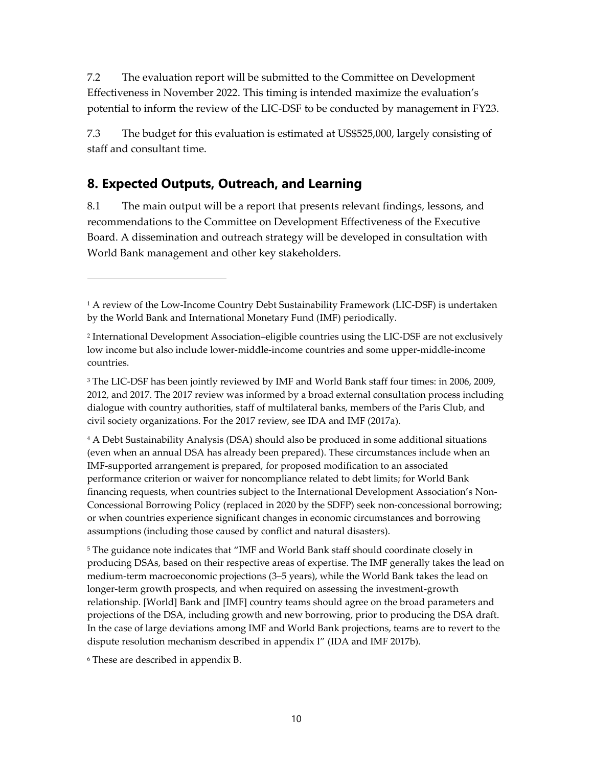7.2 The evaluation report will be submitted to the Committee on Development Effectiveness in November 2022. This timing is intended maximize the evaluation's potential to inform the review of the LIC-DSF to be conducted by management in FY23.

7.3 The budget for this evaluation is estimated at US$525,000, largely consisting of staff and consultant time.

## 8. Expected Outputs, Outreach, and Learning

8.1 The main output will be a report that presents relevant findings, lessons, and recommendations to the Committee on Development Effectiveness of the Executive Board. A dissemination and outreach strategy will be developed in consultation with World Bank management and other key stakeholders.

---

[1] A review of the Low-Income Country Debt Sustainability Framework (LIC-DSF) is undertaken by the World Bank and International Monetary Fund (IMF) periodically.

[2] International Development Association–eligible countries using the LIC-DSF are not exclusively low income but also include lower-middle-income countries and some upper-middle-income countries.

[3] The LIC-DSF has been jointly reviewed by IMF and World Bank staff four times: in 2006, 2009, 2012, and 2017. The 2017 review was informed by a broad external consultation process including dialogue with country authorities, staff of multilateral banks, members of the Paris Club, and civil society organizations. For the 2017 review, see IDA and IMF (2017a).

[4] A Debt Sustainability Analysis (DSA) should also be produced in some additional situations (even when an annual DSA has already been prepared). These circumstances include when an IMF-supported arrangement is prepared, for proposed modification to an associated performance criterion or waiver for noncompliance related to debt limits; for World Bank financing requests, when countries subject to the International Development Association's Non-Concessional Borrowing Policy (replaced in 2020 by the SDFP) seek non-concessional borrowing; or when countries experience significant changes in economic circumstances and borrowing assumptions (including those caused by conflict and natural disasters).

[5] The guidance note indicates that "IMF and World Bank staff should coordinate closely in producing DSAs, based on their respective areas of expertise. The IMF generally takes the lead on medium-term macroeconomic projections (3–5 years), while the World Bank takes the lead on longer-term growth prospects, and when required on assessing the investment-growth relationship. [World] Bank and [IMF] country teams should agree on the broad parameters and projections of the DSA, including growth and new borrowing, prior to producing the DSA draft. In the case of large deviations among IMF and World Bank projections, teams are to revert to the dispute resolution mechanism described in appendix I" (IDA and IMF 2017b).

[6] These are described in appendix B.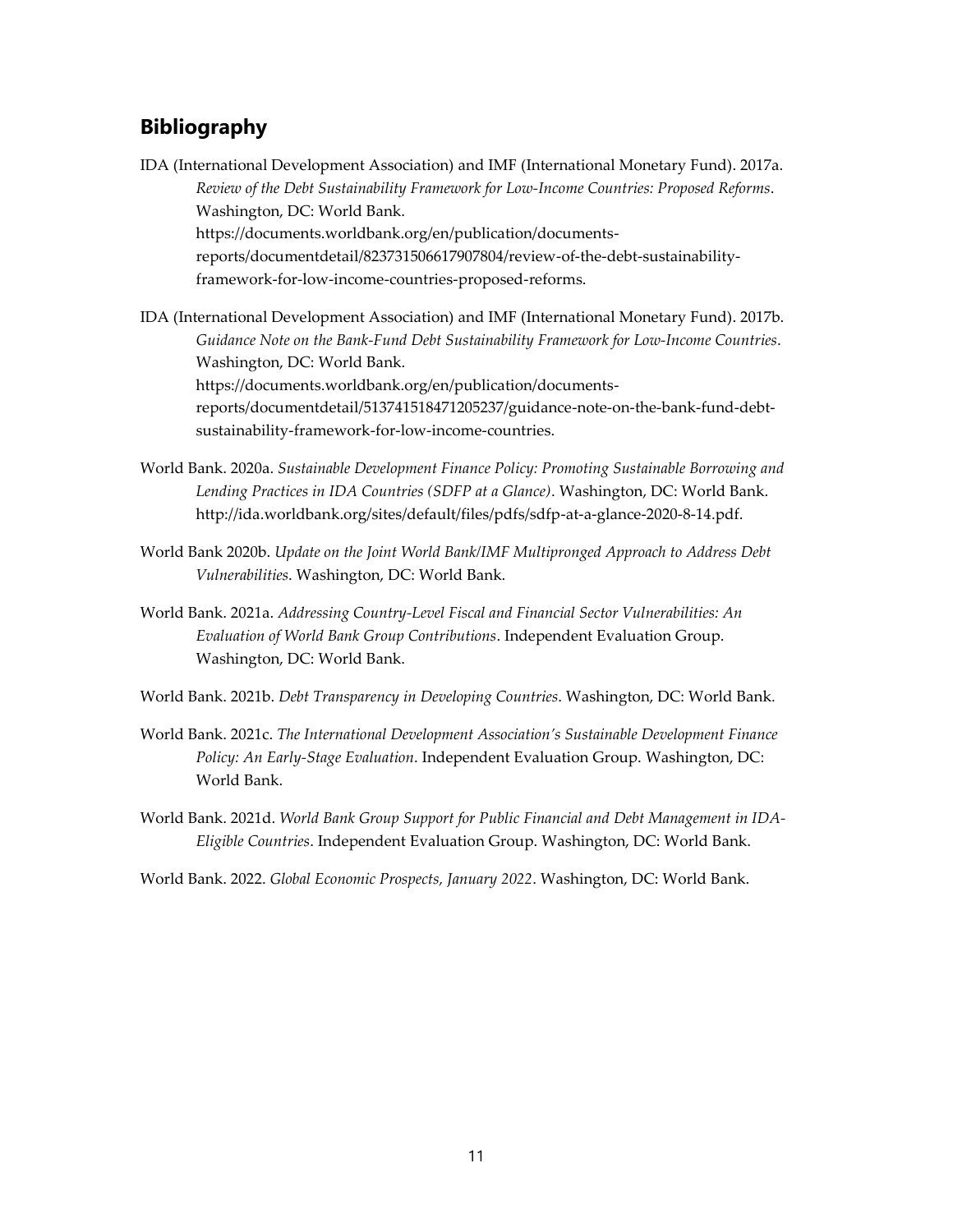## Bibliography

IDA (International Development Association) and IMF (International Monetary Fund). 2017a. *Review of the Debt Sustainability Framework for Low-Income Countries: Proposed Reforms*. Washington, DC: World Bank. https://documents.worldbank.org/en/publication/documents-reports/documentdetail/823731506617907804/review-of-the-debt-sustainability-framework-for-low-income-countries-proposed-reforms.

IDA (International Development Association) and IMF (International Monetary Fund). 2017b. *Guidance Note on the Bank-Fund Debt Sustainability Framework for Low-Income Countries*. Washington, DC: World Bank. https://documents.worldbank.org/en/publication/documents-reports/documentdetail/513741518471205237/guidance-note-on-the-bank-fund-debt-sustainability-framework-for-low-income-countries.

World Bank. 2020a. *Sustainable Development Finance Policy: Promoting Sustainable Borrowing and Lending Practices in IDA Countries (SDFP at a Glance)*. Washington, DC: World Bank. http://ida.worldbank.org/sites/default/files/pdfs/sdfp-at-a-glance-2020-8-14.pdf.

World Bank 2020b. *Update on the Joint World Bank/IMF Multipronged Approach to Address Debt Vulnerabilities*. Washington, DC: World Bank.

World Bank. 2021a. *Addressing Country-Level Fiscal and Financial Sector Vulnerabilities: An Evaluation of World Bank Group Contributions*. Independent Evaluation Group. Washington, DC: World Bank.

World Bank. 2021b. *Debt Transparency in Developing Countries*. Washington, DC: World Bank.

World Bank. 2021c. *The International Development Association's Sustainable Development Finance Policy: An Early-Stage Evaluation*. Independent Evaluation Group. Washington, DC: World Bank.

World Bank. 2021d. *World Bank Group Support for Public Financial and Debt Management in IDA-Eligible Countries*. Independent Evaluation Group. Washington, DC: World Bank.

World Bank. 2022. *Global Economic Prospects, January 2022*. Washington, DC: World Bank.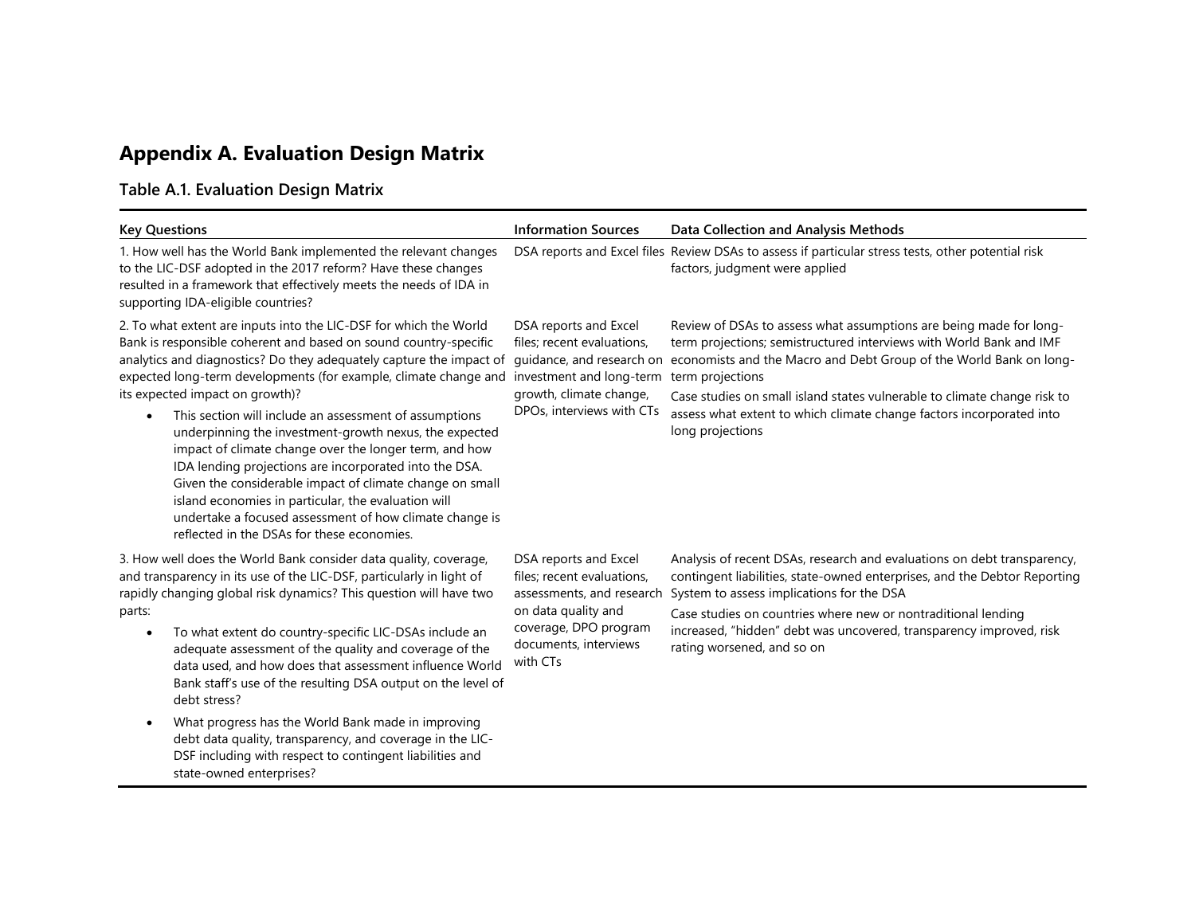# Appendix A. Evaluation Design Matrix

## Table A.1. Evaluation Design Matrix

| Key Questions | Information Sources | Data Collection and Analysis Methods |
|---|---|---|
| 1. How well has the World Bank implemented the relevant changes to the LIC-DSF adopted in the 2017 reform? Have these changes resulted in a framework that effectively meets the needs of IDA in supporting IDA-eligible countries? | DSA reports and Excel files | Review DSAs to assess if particular stress tests, other potential risk factors, judgment were applied |
| 2. To what extent are inputs into the LIC-DSF for which the World Bank is responsible coherent and based on sound country-specific analytics and diagnostics? Do they adequately capture the impact of expected long-term developments (for example, climate change and its expected impact on growth)?<br><br>• This section will include an assessment of assumptions underpinning the investment-growth nexus, the expected impact of climate change over the longer term, and how IDA lending projections are incorporated into the DSA. Given the considerable impact of climate change on small island economies in particular, the evaluation will undertake a focused assessment of how climate change is reflected in the DSAs for these economies. | DSA reports and Excel files; recent evaluations, guidance, and research on investment and long-term growth, climate change, DPOs, interviews with CTs | Review of DSAs to assess what assumptions are being made for long-term projections; semistructured interviews with World Bank and IMF economists and the Macro and Debt Group of the World Bank on long-term projections<br><br>Case studies on small island states vulnerable to climate change risk to assess what extent to which climate change factors incorporated into long projections |
| 3. How well does the World Bank consider data quality, coverage, and transparency in its use of the LIC-DSF, particularly in light of rapidly changing global risk dynamics? This question will have two parts:<br><br>• To what extent do country-specific LIC-DSAs include an adequate assessment of the quality and coverage of the data used, and how does that assessment influence World Bank staff's use of the resulting DSA output on the level of debt stress?<br><br>• What progress has the World Bank made in improving debt data quality, transparency, and coverage in the LIC-DSF including with respect to contingent liabilities and state-owned enterprises? | DSA reports and Excel files; recent evaluations, assessments, and research on data quality and coverage, DPO program documents, interviews with CTs | Analysis of recent DSAs, research and evaluations on debt transparency, contingent liabilities, state-owned enterprises, and the Debtor Reporting System to assess implications for the DSA<br><br>Case studies on countries where new or nontraditional lending increased, "hidden" debt was uncovered, transparency improved, risk rating worsened, and so on |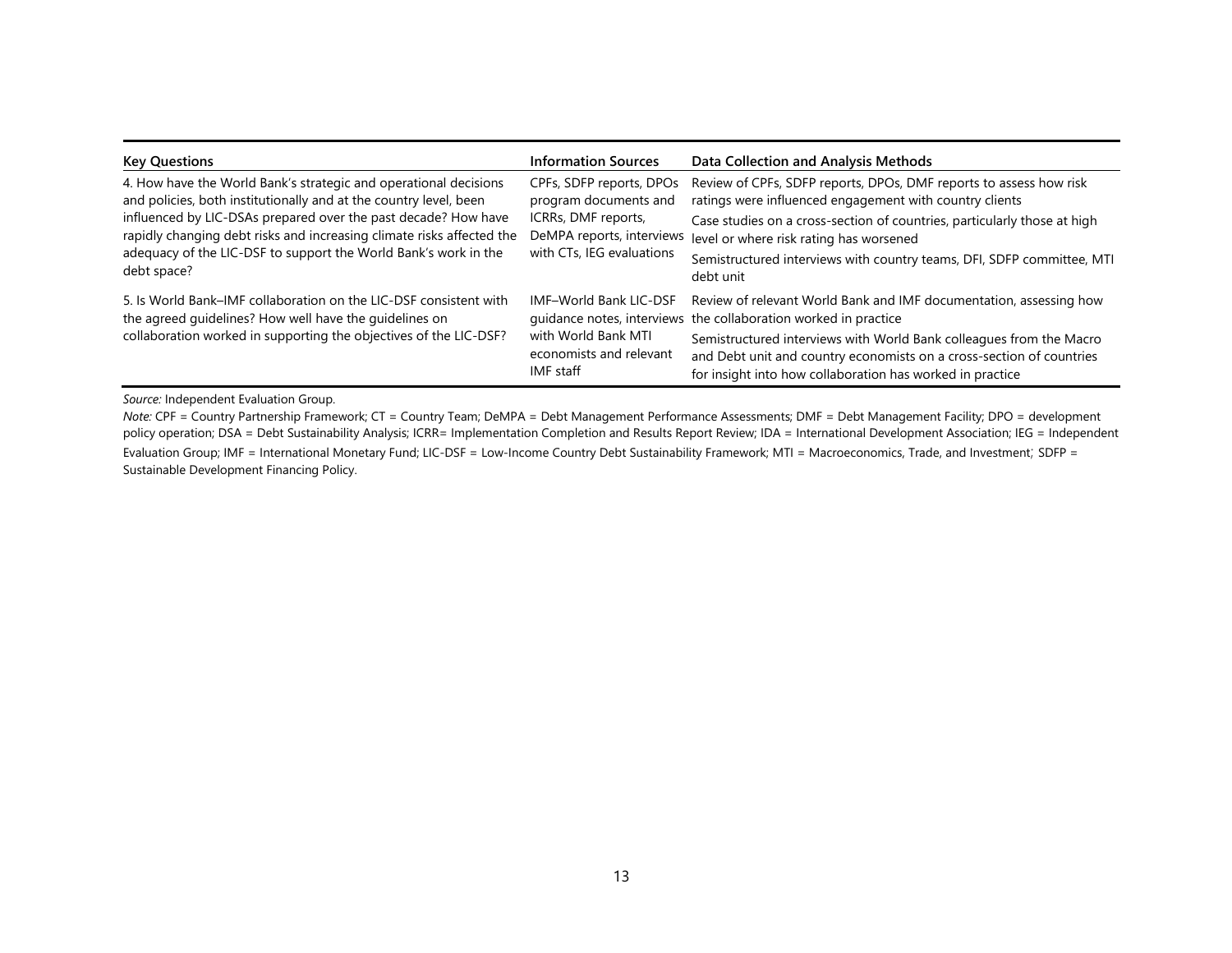| Key Questions | Information Sources | Data Collection and Analysis Methods |
| --- | --- | --- |
| 4. How have the World Bank's strategic and operational decisions and policies, both institutionally and at the country level, been influenced by LIC-DSAs prepared over the past decade? How have rapidly changing debt risks and increasing climate risks affected the adequacy of the LIC-DSF to support the World Bank's work in the debt space? | CPFs, SDFP reports, DPOs program documents and ICRRs, DMF reports, DeMPA reports, interviews with CTs, IEG evaluations | Review of CPFs, SDFP reports, DPOs, DMF reports to assess how risk ratings were influenced engagement with country clients<br>Case studies on a cross-section of countries, particularly those at high level or where risk rating has worsened<br>Semistructured interviews with country teams, DFI, SDFP committee, MTI debt unit |
| 5. Is World Bank–IMF collaboration on the LIC-DSF consistent with the agreed guidelines? How well have the guidelines on collaboration worked in supporting the objectives of the LIC-DSF? | IMF–World Bank LIC-DSF guidance notes, interviews with World Bank MTI economists and relevant IMF staff | Review of relevant World Bank and IMF documentation, assessing how the collaboration worked in practice<br>Semistructured interviews with World Bank colleagues from the Macro and Debt unit and country economists on a cross-section of countries for insight into how collaboration has worked in practice |

*Source:* Independent Evaluation Group.

*Note:* CPF = Country Partnership Framework; CT = Country Team; DeMPA = Debt Management Performance Assessments; DMF = Debt Management Facility; DPO = development policy operation; DSA = Debt Sustainability Analysis; ICRR= Implementation Completion and Results Report Review; IDA = International Development Association; IEG = Independent Evaluation Group; IMF = International Monetary Fund; LIC-DSF = Low-Income Country Debt Sustainability Framework; MTI = Macroeconomics, Trade, and Investment; SDFP = Sustainable Development Financing Policy.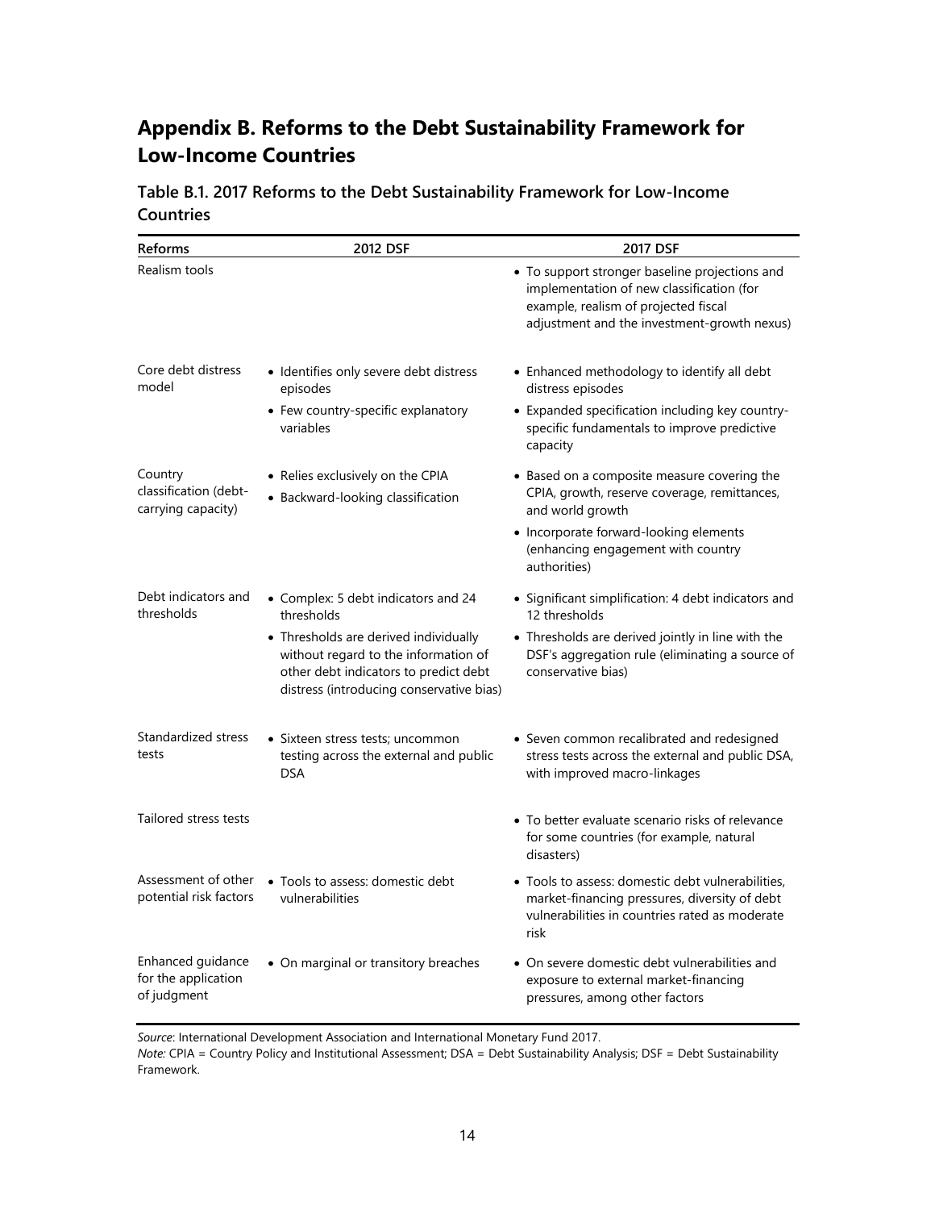# Appendix B. Reforms to the Debt Sustainability Framework for Low-Income Countries

**Table B.1. 2017 Reforms to the Debt Sustainability Framework for Low-Income Countries**

| Reforms | 2012 DSF | 2017 DSF |
|---|---|---|
| Realism tools | | • To support stronger baseline projections and implementation of new classification (for example, realism of projected fiscal adjustment and the investment-growth nexus) |
| Core debt distress model | • Identifies only severe debt distress episodes<br>• Few country-specific explanatory variables | • Enhanced methodology to identify all debt distress episodes<br>• Expanded specification including key country-specific fundamentals to improve predictive capacity |
| Country classification (debt-carrying capacity) | • Relies exclusively on the CPIA<br>• Backward-looking classification | • Based on a composite measure covering the CPIA, growth, reserve coverage, remittances, and world growth<br>• Incorporate forward-looking elements (enhancing engagement with country authorities) |
| Debt indicators and thresholds | • Complex: 5 debt indicators and 24 thresholds<br>• Thresholds are derived individually without regard to the information of other debt indicators to predict debt distress (introducing conservative bias) | • Significant simplification: 4 debt indicators and 12 thresholds<br>• Thresholds are derived jointly in line with the DSF's aggregation rule (eliminating a source of conservative bias) |
| Standardized stress tests | • Sixteen stress tests; uncommon testing across the external and public DSA | • Seven common recalibrated and redesigned stress tests across the external and public DSA, with improved macro-linkages |
| Tailored stress tests | | • To better evaluate scenario risks of relevance for some countries (for example, natural disasters) |
| Assessment of other potential risk factors | • Tools to assess: domestic debt vulnerabilities | • Tools to assess: domestic debt vulnerabilities, market-financing pressures, diversity of debt vulnerabilities in countries rated as moderate risk |
| Enhanced guidance for the application of judgment | • On marginal or transitory breaches | • On severe domestic debt vulnerabilities and exposure to external market-financing pressures, among other factors |

*Source*: International Development Association and International Monetary Fund 2017.
*Note:* CPIA = Country Policy and Institutional Assessment; DSA = Debt Sustainability Analysis; DSF = Debt Sustainability Framework.